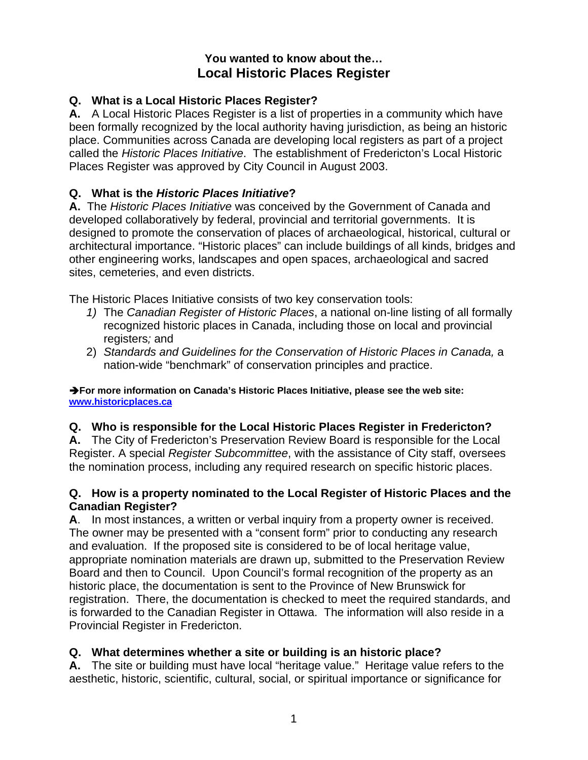# You wanted to know about the…
## Local Historic Places Register

**Q. What is a Local Historic Places Register?**
**A.** A Local Historic Places Register is a list of properties in a community which have been formally recognized by the local authority having jurisdiction, as being an historic place. Communities across Canada are developing local registers as part of a project called the *Historic Places Initiative*. The establishment of Fredericton's Local Historic Places Register was approved by City Council in August 2003.

**Q. What is the *Historic Places Initiative*?**
**A.** The *Historic Places Initiative* was conceived by the Government of Canada and developed collaboratively by federal, provincial and territorial governments. It is designed to promote the conservation of places of archaeological, historical, cultural or architectural importance. "Historic places" can include buildings of all kinds, bridges and other engineering works, landscapes and open spaces, archaeological and sacred sites, cemeteries, and even districts.

The Historic Places Initiative consists of two key conservation tools:

1) The *Canadian Register of Historic Places*, a national on-line listing of all formally recognized historic places in Canada, including those on local and provincial registers; and
2) *Standards and Guidelines for the Conservation of Historic Places in Canada,* a nation-wide "benchmark" of conservation principles and practice.

➔**For more information on Canada's Historic Places Initiative, please see the web site: [www.historicplaces.ca](www.historicplaces.ca)**

**Q. Who is responsible for the Local Historic Places Register in Fredericton?**
**A.** The City of Fredericton's Preservation Review Board is responsible for the Local Register. A special *Register Subcommittee*, with the assistance of City staff, oversees the nomination process, including any required research on specific historic places.

**Q. How is a property nominated to the Local Register of Historic Places and the Canadian Register?**
**A**. In most instances, a written or verbal inquiry from a property owner is received. The owner may be presented with a "consent form" prior to conducting any research and evaluation. If the proposed site is considered to be of local heritage value, appropriate nomination materials are drawn up, submitted to the Preservation Review Board and then to Council. Upon Council's formal recognition of the property as an historic place, the documentation is sent to the Province of New Brunswick for registration. There, the documentation is checked to meet the required standards, and is forwarded to the Canadian Register in Ottawa. The information will also reside in a Provincial Register in Fredericton.

**Q. What determines whether a site or building is an historic place?**
**A.** The site or building must have local "heritage value." Heritage value refers to the aesthetic, historic, scientific, cultural, social, or spiritual importance or significance for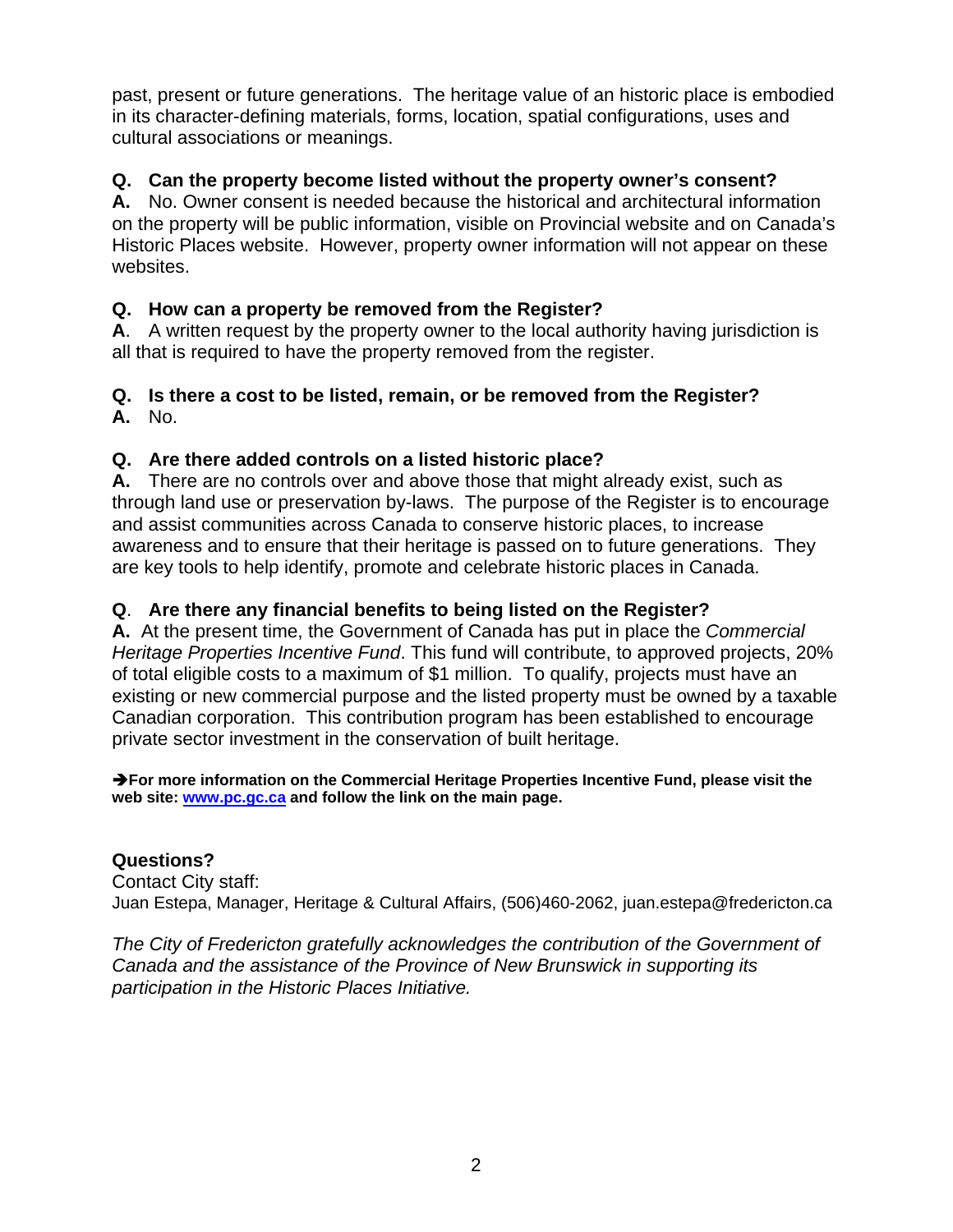past, present or future generations. The heritage value of an historic place is embodied in its character-defining materials, forms, location, spatial configurations, uses and cultural associations or meanings.

**Q. Can the property become listed without the property owner's consent?**
**A.** No. Owner consent is needed because the historical and architectural information on the property will be public information, visible on Provincial website and on Canada's Historic Places website. However, property owner information will not appear on these websites.

**Q. How can a property be removed from the Register?**
**A**. A written request by the property owner to the local authority having jurisdiction is all that is required to have the property removed from the register.

**Q. Is there a cost to be listed, remain, or be removed from the Register?**
**A.** No.

**Q. Are there added controls on a listed historic place?**
**A.** There are no controls over and above those that might already exist, such as through land use or preservation by-laws. The purpose of the Register is to encourage and assist communities across Canada to conserve historic places, to increase awareness and to ensure that their heritage is passed on to future generations. They are key tools to help identify, promote and celebrate historic places in Canada.

**Q**. **Are there any financial benefits to being listed on the Register?**
**A.** At the present time, the Government of Canada has put in place the *Commercial Heritage Properties Incentive Fund*. This fund will contribute, to approved projects, 20% of total eligible costs to a maximum of $1 million. To qualify, projects must have an existing or new commercial purpose and the listed property must be owned by a taxable Canadian corporation. This contribution program has been established to encourage private sector investment in the conservation of built heritage.

**➔For more information on the Commercial Heritage Properties Incentive Fund, please visit the web site: [www.pc.gc.ca](http://www.pc.gc.ca) and follow the link on the main page.**

**Questions?**
Contact City staff:
Juan Estepa, Manager, Heritage & Cultural Affairs, (506)460-2062, juan.estepa@fredericton.ca

*The City of Fredericton gratefully acknowledges the contribution of the Government of Canada and the assistance of the Province of New Brunswick in supporting its participation in the Historic Places Initiative.*